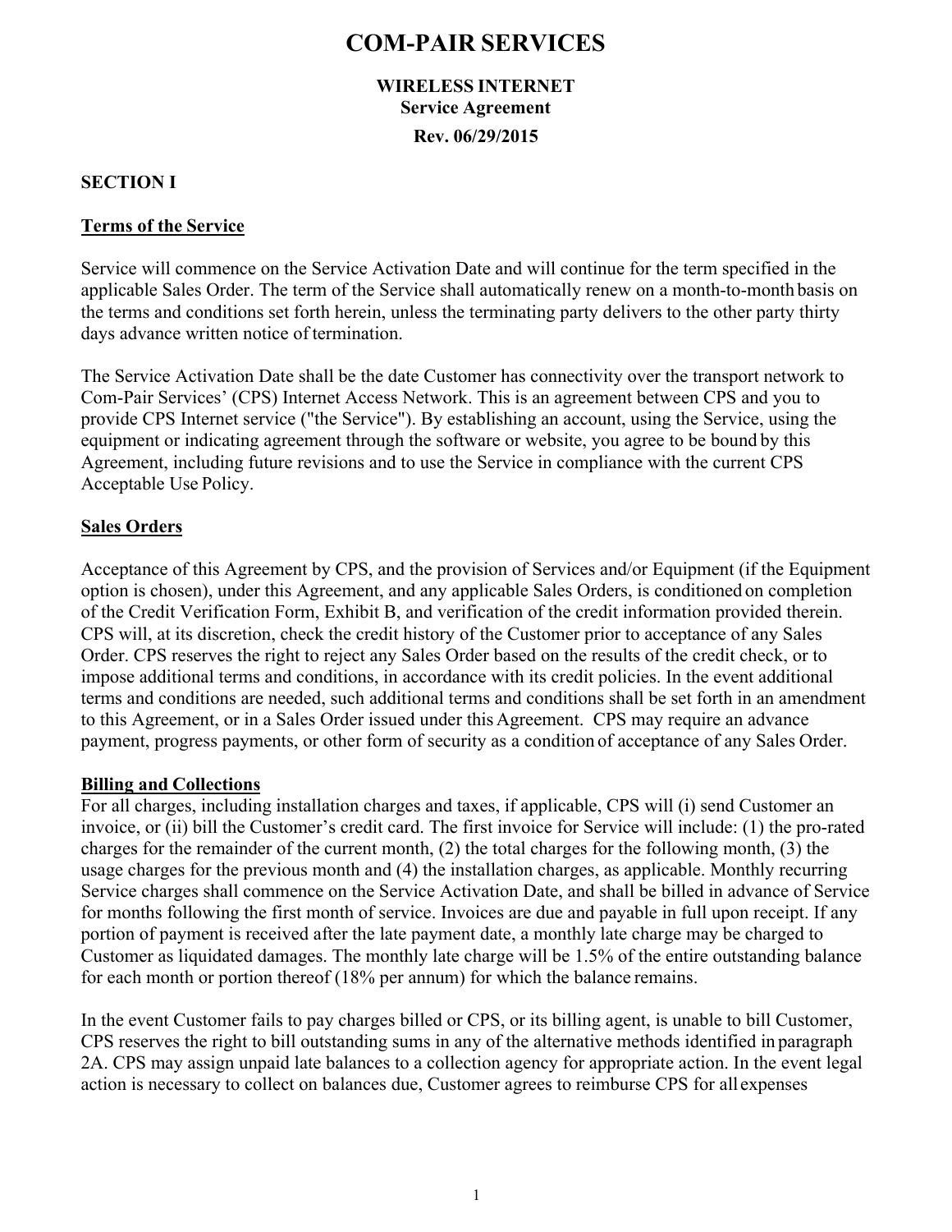# COM-PAIR SERVICES

**WIRELESS INTERNET**
**Service Agreement**
**Rev. 06/29/2015**

**SECTION I**

**Terms of the Service**

Service will commence on the Service Activation Date and will continue for the term specified in the applicable Sales Order. The term of the Service shall automatically renew on a month-to-month basis on the terms and conditions set forth herein, unless the terminating party delivers to the other party thirty days advance written notice of termination.

The Service Activation Date shall be the date Customer has connectivity over the transport network to Com-Pair Services' (CPS) Internet Access Network. This is an agreement between CPS and you to provide CPS Internet service ("the Service"). By establishing an account, using the Service, using the equipment or indicating agreement through the software or website, you agree to be bound by this Agreement, including future revisions and to use the Service in compliance with the current CPS Acceptable Use Policy.

**Sales Orders**

Acceptance of this Agreement by CPS, and the provision of Services and/or Equipment (if the Equipment option is chosen), under this Agreement, and any applicable Sales Orders, is conditioned on completion of the Credit Verification Form, Exhibit B, and verification of the credit information provided therein. CPS will, at its discretion, check the credit history of the Customer prior to acceptance of any Sales Order. CPS reserves the right to reject any Sales Order based on the results of the credit check, or to impose additional terms and conditions, in accordance with its credit policies. In the event additional terms and conditions are needed, such additional terms and conditions shall be set forth in an amendment to this Agreement, or in a Sales Order issued under this Agreement. CPS may require an advance payment, progress payments, or other form of security as a condition of acceptance of any Sales Order.

**Billing and Collections**

For all charges, including installation charges and taxes, if applicable, CPS will (i) send Customer an invoice, or (ii) bill the Customer's credit card. The first invoice for Service will include: (1) the pro-rated charges for the remainder of the current month, (2) the total charges for the following month, (3) the usage charges for the previous month and (4) the installation charges, as applicable. Monthly recurring Service charges shall commence on the Service Activation Date, and shall be billed in advance of Service for months following the first month of service. Invoices are due and payable in full upon receipt. If any portion of payment is received after the late payment date, a monthly late charge may be charged to Customer as liquidated damages. The monthly late charge will be 1.5% of the entire outstanding balance for each month or portion thereof (18% per annum) for which the balance remains.

In the event Customer fails to pay charges billed or CPS, or its billing agent, is unable to bill Customer, CPS reserves the right to bill outstanding sums in any of the alternative methods identified in paragraph 2A. CPS may assign unpaid late balances to a collection agency for appropriate action. In the event legal action is necessary to collect on balances due, Customer agrees to reimburse CPS for all expenses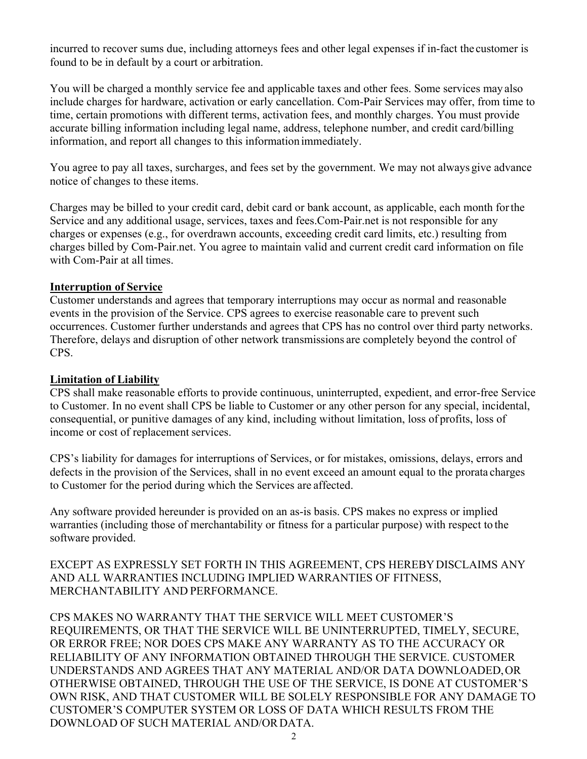incurred to recover sums due, including attorneys fees and other legal expenses if in-fact the customer is found to be in default by a court or arbitration.

You will be charged a monthly service fee and applicable taxes and other fees. Some services may also include charges for hardware, activation or early cancellation. Com-Pair Services may offer, from time to time, certain promotions with different terms, activation fees, and monthly charges. You must provide accurate billing information including legal name, address, telephone number, and credit card/billing information, and report all changes to this information immediately.

You agree to pay all taxes, surcharges, and fees set by the government. We may not always give advance notice of changes to these items.

Charges may be billed to your credit card, debit card or bank account, as applicable, each month for the Service and any additional usage, services, taxes and fees.Com-Pair.net is not responsible for any charges or expenses (e.g., for overdrawn accounts, exceeding credit card limits, etc.) resulting from charges billed by Com-Pair.net. You agree to maintain valid and current credit card information on file with Com-Pair at all times.

**Interruption of Service**

Customer understands and agrees that temporary interruptions may occur as normal and reasonable events in the provision of the Service. CPS agrees to exercise reasonable care to prevent such occurrences. Customer further understands and agrees that CPS has no control over third party networks. Therefore, delays and disruption of other network transmissions are completely beyond the control of CPS.

**Limitation of Liability**

CPS shall make reasonable efforts to provide continuous, uninterrupted, expedient, and error-free Service to Customer. In no event shall CPS be liable to Customer or any other person for any special, incidental, consequential, or punitive damages of any kind, including without limitation, loss of profits, loss of income or cost of replacement services.

CPS's liability for damages for interruptions of Services, or for mistakes, omissions, delays, errors and defects in the provision of the Services, shall in no event exceed an amount equal to the prorata charges to Customer for the period during which the Services are affected.

Any software provided hereunder is provided on an as-is basis. CPS makes no express or implied warranties (including those of merchantability or fitness for a particular purpose) with respect to the software provided.

EXCEPT AS EXPRESSLY SET FORTH IN THIS AGREEMENT, CPS HEREBY DISCLAIMS ANY AND ALL WARRANTIES INCLUDING IMPLIED WARRANTIES OF FITNESS, MERCHANTABILITY AND PERFORMANCE.

CPS MAKES NO WARRANTY THAT THE SERVICE WILL MEET CUSTOMER'S REQUIREMENTS, OR THAT THE SERVICE WILL BE UNINTERRUPTED, TIMELY, SECURE, OR ERROR FREE; NOR DOES CPS MAKE ANY WARRANTY AS TO THE ACCURACY OR RELIABILITY OF ANY INFORMATION OBTAINED THROUGH THE SERVICE. CUSTOMER UNDERSTANDS AND AGREES THAT ANY MATERIAL AND/OR DATA DOWNLOADED, OR OTHERWISE OBTAINED, THROUGH THE USE OF THE SERVICE, IS DONE AT CUSTOMER'S OWN RISK, AND THAT CUSTOMER WILL BE SOLELY RESPONSIBLE FOR ANY DAMAGE TO CUSTOMER'S COMPUTER SYSTEM OR LOSS OF DATA WHICH RESULTS FROM THE DOWNLOAD OF SUCH MATERIAL AND/OR DATA.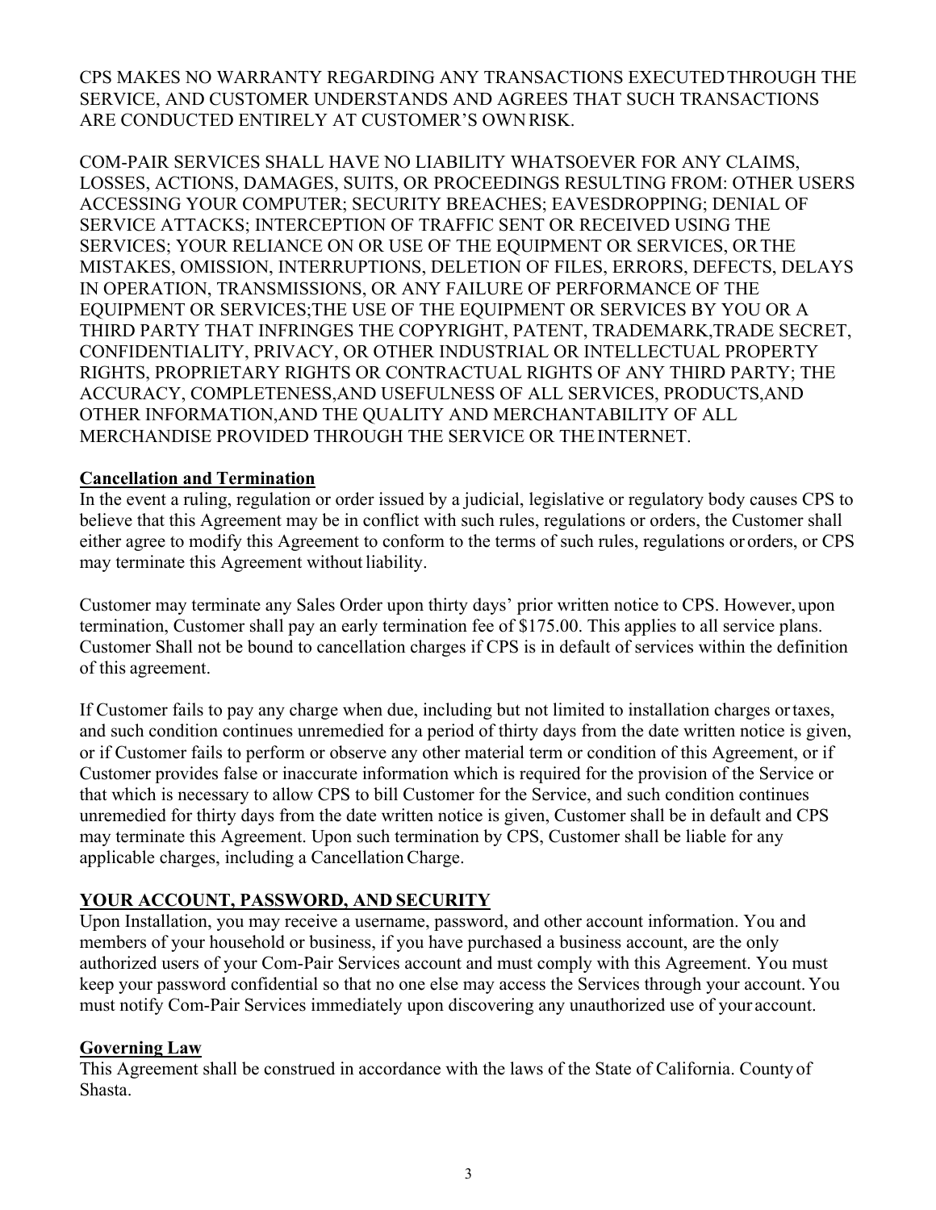CPS MAKES NO WARRANTY REGARDING ANY TRANSACTIONS EXECUTED THROUGH THE SERVICE, AND CUSTOMER UNDERSTANDS AND AGREES THAT SUCH TRANSACTIONS ARE CONDUCTED ENTIRELY AT CUSTOMER'S OWN RISK.

COM-PAIR SERVICES SHALL HAVE NO LIABILITY WHATSOEVER FOR ANY CLAIMS, LOSSES, ACTIONS, DAMAGES, SUITS, OR PROCEEDINGS RESULTING FROM: OTHER USERS ACCESSING YOUR COMPUTER; SECURITY BREACHES; EAVESDROPPING; DENIAL OF SERVICE ATTACKS; INTERCEPTION OF TRAFFIC SENT OR RECEIVED USING THE SERVICES; YOUR RELIANCE ON OR USE OF THE EQUIPMENT OR SERVICES, OR THE MISTAKES, OMISSION, INTERRUPTIONS, DELETION OF FILES, ERRORS, DEFECTS, DELAYS IN OPERATION, TRANSMISSIONS, OR ANY FAILURE OF PERFORMANCE OF THE EQUIPMENT OR SERVICES;THE USE OF THE EQUIPMENT OR SERVICES BY YOU OR A THIRD PARTY THAT INFRINGES THE COPYRIGHT, PATENT, TRADEMARK,TRADE SECRET, CONFIDENTIALITY, PRIVACY, OR OTHER INDUSTRIAL OR INTELLECTUAL PROPERTY RIGHTS, PROPRIETARY RIGHTS OR CONTRACTUAL RIGHTS OF ANY THIRD PARTY; THE ACCURACY, COMPLETENESS,AND USEFULNESS OF ALL SERVICES, PRODUCTS,AND OTHER INFORMATION,AND THE QUALITY AND MERCHANTABILITY OF ALL MERCHANDISE PROVIDED THROUGH THE SERVICE OR THE INTERNET.

**Cancellation and Termination**

In the event a ruling, regulation or order issued by a judicial, legislative or regulatory body causes CPS to believe that this Agreement may be in conflict with such rules, regulations or orders, the Customer shall either agree to modify this Agreement to conform to the terms of such rules, regulations or orders, or CPS may terminate this Agreement without liability.

Customer may terminate any Sales Order upon thirty days' prior written notice to CPS. However, upon termination, Customer shall pay an early termination fee of $175.00. This applies to all service plans. Customer Shall not be bound to cancellation charges if CPS is in default of services within the definition of this agreement.

If Customer fails to pay any charge when due, including but not limited to installation charges or taxes, and such condition continues unremedied for a period of thirty days from the date written notice is given, or if Customer fails to perform or observe any other material term or condition of this Agreement, or if Customer provides false or inaccurate information which is required for the provision of the Service or that which is necessary to allow CPS to bill Customer for the Service, and such condition continues unremedied for thirty days from the date written notice is given, Customer shall be in default and CPS may terminate this Agreement. Upon such termination by CPS, Customer shall be liable for any applicable charges, including a Cancellation Charge.

**YOUR ACCOUNT, PASSWORD, AND SECURITY**

Upon Installation, you may receive a username, password, and other account information. You and members of your household or business, if you have purchased a business account, are the only authorized users of your Com-Pair Services account and must comply with this Agreement. You must keep your password confidential so that no one else may access the Services through your account. You must notify Com-Pair Services immediately upon discovering any unauthorized use of your account.

**Governing Law**

This Agreement shall be construed in accordance with the laws of the State of California. County of Shasta.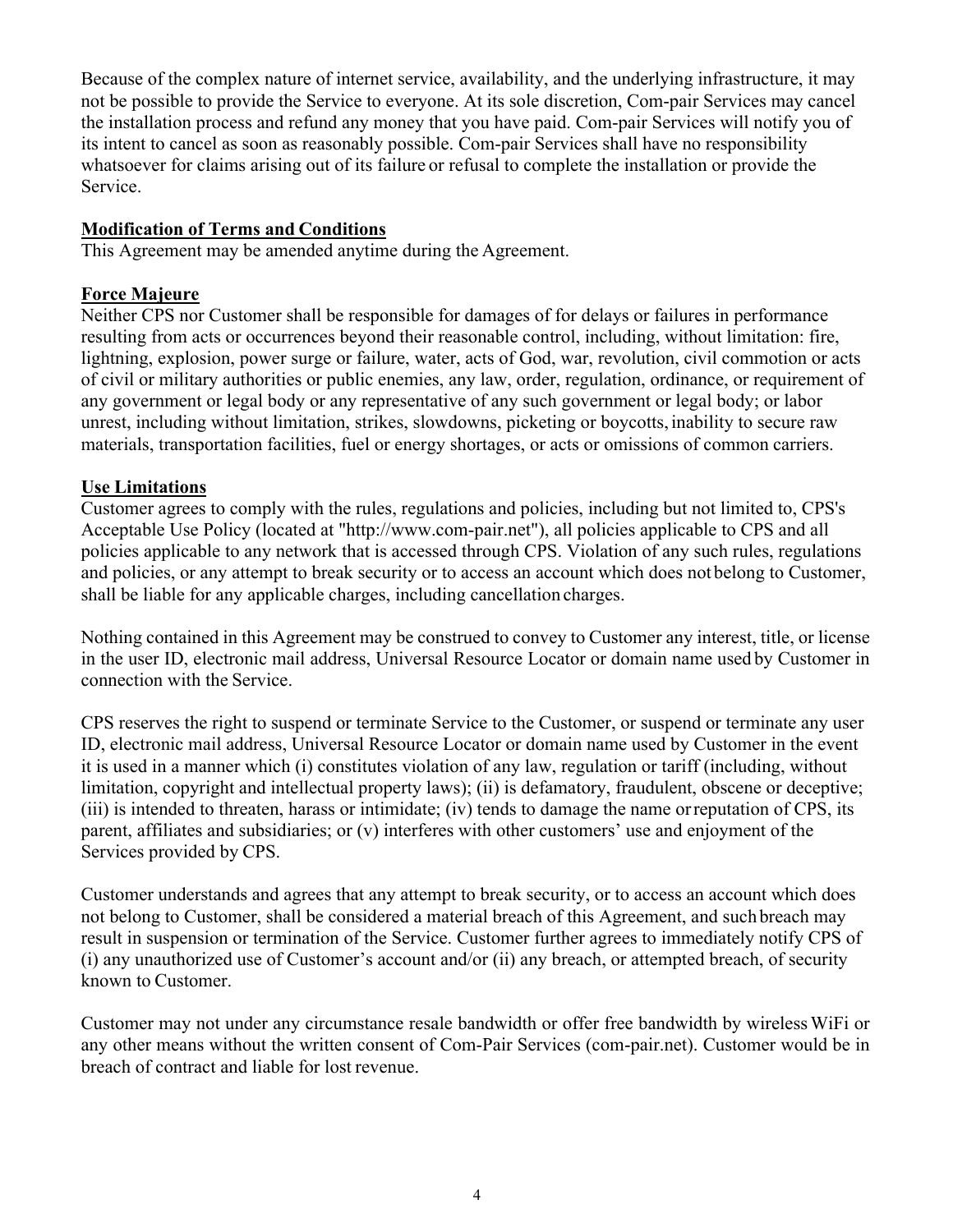Because of the complex nature of internet service, availability, and the underlying infrastructure, it may not be possible to provide the Service to everyone. At its sole discretion, Com-pair Services may cancel the installation process and refund any money that you have paid. Com-pair Services will notify you of its intent to cancel as soon as reasonably possible. Com-pair Services shall have no responsibility whatsoever for claims arising out of its failure or refusal to complete the installation or provide the Service.

**Modification of Terms and Conditions**
This Agreement may be amended anytime during the Agreement.

**Force Majeure**
Neither CPS nor Customer shall be responsible for damages of for delays or failures in performance resulting from acts or occurrences beyond their reasonable control, including, without limitation: fire, lightning, explosion, power surge or failure, water, acts of God, war, revolution, civil commotion or acts of civil or military authorities or public enemies, any law, order, regulation, ordinance, or requirement of any government or legal body or any representative of any such government or legal body; or labor unrest, including without limitation, strikes, slowdowns, picketing or boycotts, inability to secure raw materials, transportation facilities, fuel or energy shortages, or acts or omissions of common carriers.

**Use Limitations**
Customer agrees to comply with the rules, regulations and policies, including but not limited to, CPS's Acceptable Use Policy (located at "http://www.com-pair.net"), all policies applicable to CPS and all policies applicable to any network that is accessed through CPS. Violation of any such rules, regulations and policies, or any attempt to break security or to access an account which does not belong to Customer, shall be liable for any applicable charges, including cancellation charges.

Nothing contained in this Agreement may be construed to convey to Customer any interest, title, or license in the user ID, electronic mail address, Universal Resource Locator or domain name used by Customer in connection with the Service.

CPS reserves the right to suspend or terminate Service to the Customer, or suspend or terminate any user ID, electronic mail address, Universal Resource Locator or domain name used by Customer in the event it is used in a manner which (i) constitutes violation of any law, regulation or tariff (including, without limitation, copyright and intellectual property laws); (ii) is defamatory, fraudulent, obscene or deceptive; (iii) is intended to threaten, harass or intimidate; (iv) tends to damage the name or reputation of CPS, its parent, affiliates and subsidiaries; or (v) interferes with other customers' use and enjoyment of the Services provided by CPS.

Customer understands and agrees that any attempt to break security, or to access an account which does not belong to Customer, shall be considered a material breach of this Agreement, and such breach may result in suspension or termination of the Service. Customer further agrees to immediately notify CPS of (i) any unauthorized use of Customer's account and/or (ii) any breach, or attempted breach, of security known to Customer.

Customer may not under any circumstance resale bandwidth or offer free bandwidth by wireless WiFi or any other means without the written consent of Com-Pair Services (com-pair.net). Customer would be in breach of contract and liable for lost revenue.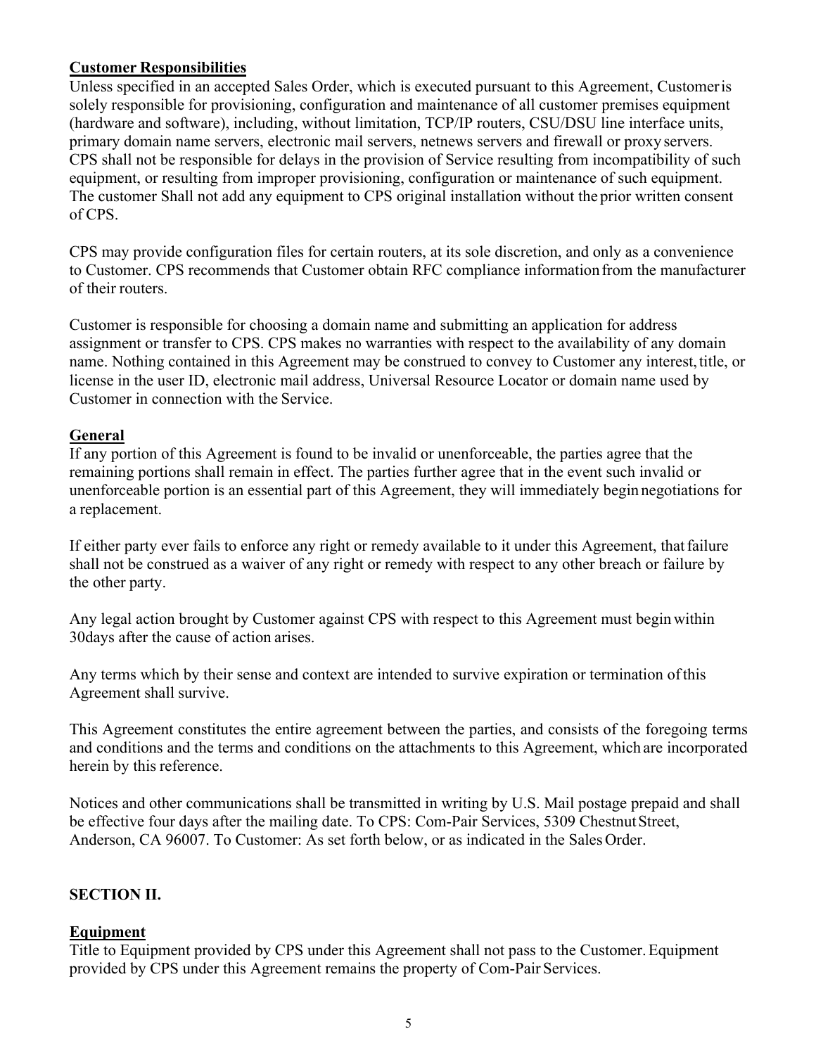**Customer Responsibilities**

Unless specified in an accepted Sales Order, which is executed pursuant to this Agreement, Customer is solely responsible for provisioning, configuration and maintenance of all customer premises equipment (hardware and software), including, without limitation, TCP/IP routers, CSU/DSU line interface units, primary domain name servers, electronic mail servers, netnews servers and firewall or proxy servers. CPS shall not be responsible for delays in the provision of Service resulting from incompatibility of such equipment, or resulting from improper provisioning, configuration or maintenance of such equipment. The customer Shall not add any equipment to CPS original installation without the prior written consent of CPS.

CPS may provide configuration files for certain routers, at its sole discretion, and only as a convenience to Customer. CPS recommends that Customer obtain RFC compliance information from the manufacturer of their routers.

Customer is responsible for choosing a domain name and submitting an application for address assignment or transfer to CPS. CPS makes no warranties with respect to the availability of any domain name. Nothing contained in this Agreement may be construed to convey to Customer any interest, title, or license in the user ID, electronic mail address, Universal Resource Locator or domain name used by Customer in connection with the Service.

**General**

If any portion of this Agreement is found to be invalid or unenforceable, the parties agree that the remaining portions shall remain in effect. The parties further agree that in the event such invalid or unenforceable portion is an essential part of this Agreement, they will immediately begin negotiations for a replacement.

If either party ever fails to enforce any right or remedy available to it under this Agreement, that failure shall not be construed as a waiver of any right or remedy with respect to any other breach or failure by the other party.

Any legal action brought by Customer against CPS with respect to this Agreement must begin within 30days after the cause of action arises.

Any terms which by their sense and context are intended to survive expiration or termination of this Agreement shall survive.

This Agreement constitutes the entire agreement between the parties, and consists of the foregoing terms and conditions and the terms and conditions on the attachments to this Agreement, which are incorporated herein by this reference.

Notices and other communications shall be transmitted in writing by U.S. Mail postage prepaid and shall be effective four days after the mailing date. To CPS: Com-Pair Services, 5309 Chestnut Street, Anderson, CA 96007. To Customer: As set forth below, or as indicated in the Sales Order.

**SECTION II.**

**Equipment**

Title to Equipment provided by CPS under this Agreement shall not pass to the Customer. Equipment provided by CPS under this Agreement remains the property of Com-Pair Services.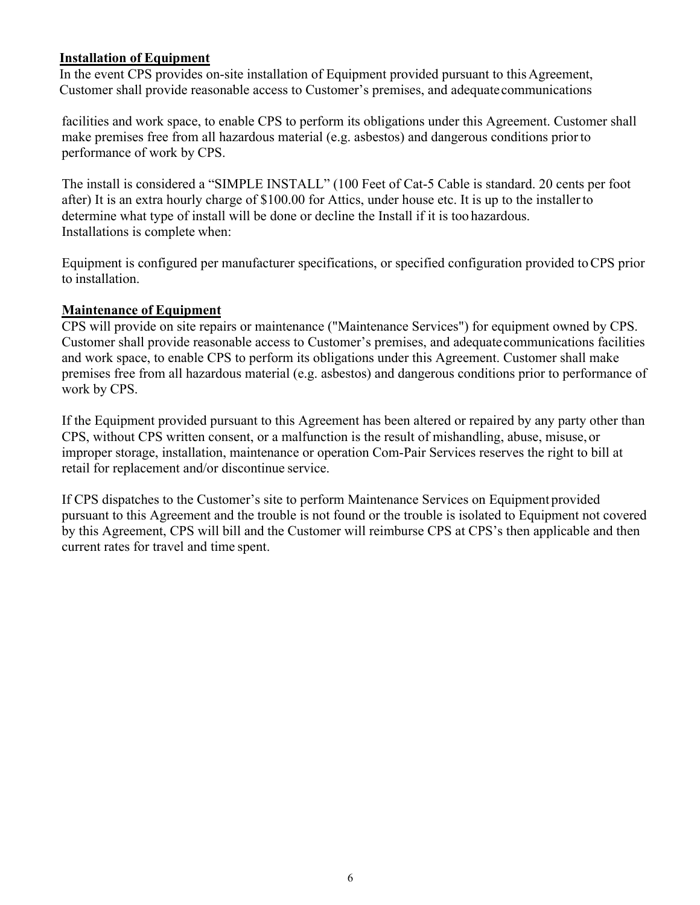**Installation of Equipment**

In the event CPS provides on-site installation of Equipment provided pursuant to this Agreement, Customer shall provide reasonable access to Customer's premises, and adequate communications facilities and work space, to enable CPS to perform its obligations under this Agreement. Customer shall make premises free from all hazardous material (e.g. asbestos) and dangerous conditions prior to performance of work by CPS.

The install is considered a "SIMPLE INSTALL" (100 Feet of Cat-5 Cable is standard. 20 cents per foot after) It is an extra hourly charge of $100.00 for Attics, under house etc. It is up to the installer to determine what type of install will be done or decline the Install if it is too hazardous.
Installations is complete when:

Equipment is configured per manufacturer specifications, or specified configuration provided to CPS prior to installation.

**Maintenance of Equipment**

CPS will provide on site repairs or maintenance ("Maintenance Services") for equipment owned by CPS. Customer shall provide reasonable access to Customer's premises, and adequate communications facilities and work space, to enable CPS to perform its obligations under this Agreement. Customer shall make premises free from all hazardous material (e.g. asbestos) and dangerous conditions prior to performance of work by CPS.

If the Equipment provided pursuant to this Agreement has been altered or repaired by any party other than CPS, without CPS written consent, or a malfunction is the result of mishandling, abuse, misuse, or improper storage, installation, maintenance or operation Com-Pair Services reserves the right to bill at retail for replacement and/or discontinue service.

If CPS dispatches to the Customer's site to perform Maintenance Services on Equipment provided pursuant to this Agreement and the trouble is not found or the trouble is isolated to Equipment not covered by this Agreement, CPS will bill and the Customer will reimburse CPS at CPS's then applicable and then current rates for travel and time spent.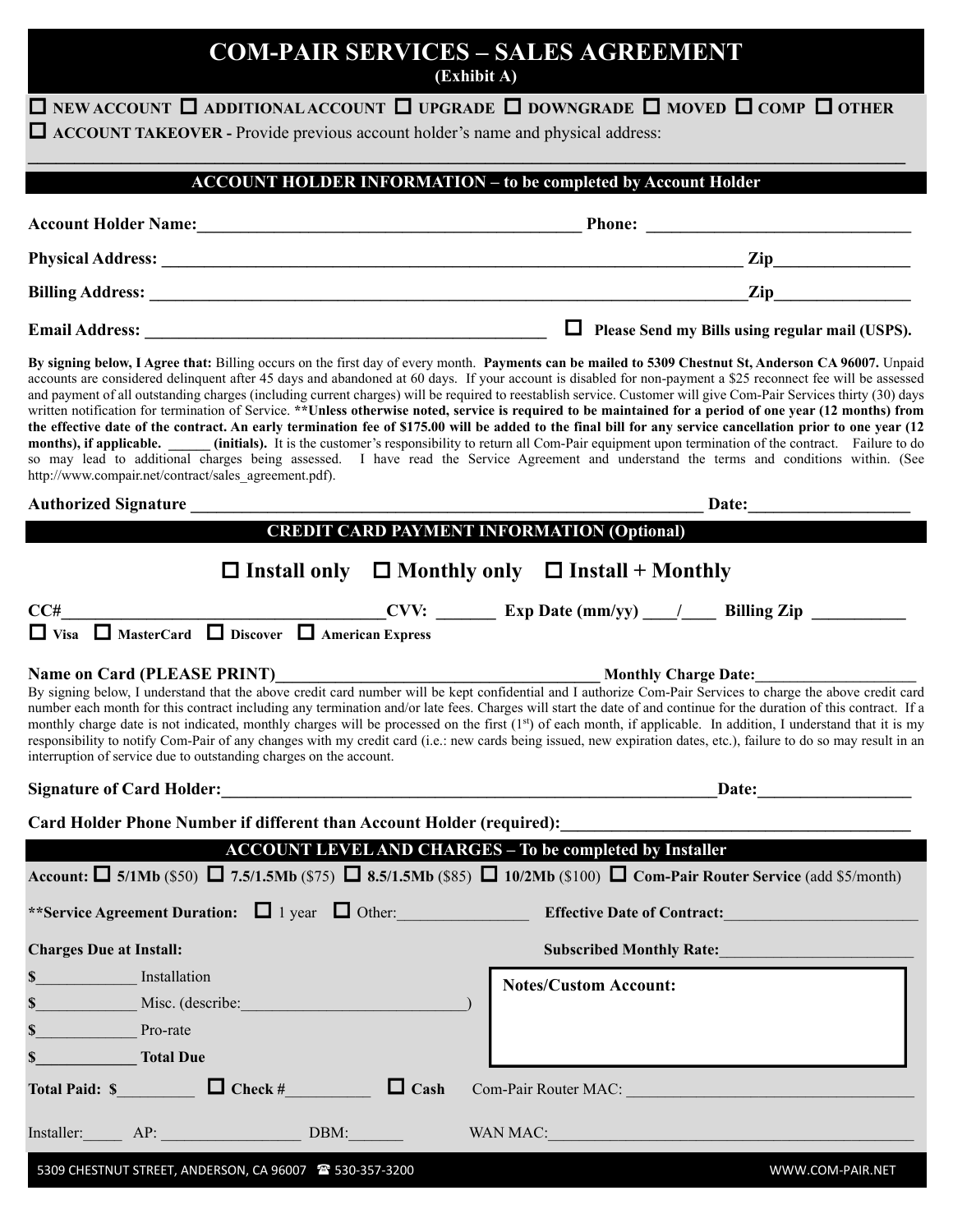# COM-PAIR SERVICES – SALES AGREEMENT

**(Exhibit A)**

☐ **NEW ACCOUNT** ☐ **ADDITIONAL ACCOUNT** ☐ **UPGRADE** ☐ **DOWNGRADE** ☐ **MOVED** ☐ **COMP** ☐ **OTHER**

☐ **ACCOUNT TAKEOVER -** Provide previous account holder's name and physical address:

_______________________________________________________________________________________________

## ACCOUNT HOLDER INFORMATION – to be completed by Account Holder

**Account Holder Name:**_____________________________________________ **Phone:** ______________________________

**Physical Address:** ____________________________________________________________________ **Zip**_______________

**Billing Address:** ______________________________________________________________________**Zip**_______________

**Email Address:** _______________________________________________ ☐ **Please Send my Bills using regular mail (USPS).**

**By signing below, I Agree that:** Billing occurs on the first day of every month. **Payments can be mailed to 5309 Chestnut St, Anderson CA 96007.** Unpaid accounts are considered delinquent after 45 days and abandoned at 60 days. If your account is disabled for non-payment a $25 reconnect fee will be assessed and payment of all outstanding charges (including current charges) will be required to reestablish service. Customer will give Com-Pair Services thirty (30) days written notification for termination of Service. **\*\*Unless otherwise noted, service is required to be maintained for a period of one year (12 months) from the effective date of the contract. An early termination fee of $175.00 will be added to the final bill for any service cancellation prior to one year (12 months), if applicable. ______ (initials).** It is the customer's responsibility to return all Com-Pair equipment upon termination of the contract. Failure to do so may lead to additional charges being assessed. I have read the Service Agreement and understand the terms and conditions within. (See http://www.compair.net/contract/sales_agreement.pdf).

**Authorized Signature** ____________________________________________________________ **Date:**__________________

## CREDIT CARD PAYMENT INFORMATION (Optional)

☐ **Install only** ☐ **Monthly only** ☐ **Install + Monthly**

**CC#**______________________________________**CVV:** _______ **Exp Date (mm/yy)** ____/____ **Billing Zip** ___________

☐ **Visa** ☐ **MasterCard** ☐ **Discover** ☐ **American Express**

**Name on Card (PLEASE PRINT)**_______________________________________ **Monthly Charge Date:**___________________

By signing below, I understand that the above credit card number will be kept confidential and I authorize Com-Pair Services to charge the above credit card number each month for this contract including any termination and/or late fees. Charges will start the date of and continue for the duration of this contract. If a monthly charge date is not indicated, monthly charges will be processed on the first (1st) of each month, if applicable. In addition, I understand that it is my responsibility to notify Com-Pair of any changes with my credit card (i.e.: new cards being issued, new expiration dates, etc.), failure to do so may result in an interruption of service due to outstanding charges on the account.

**Signature of Card Holder:**___________________________________________________________**Date:**_________________

**Card Holder Phone Number if different than Account Holder (required):**________________________________________

## ACCOUNT LEVEL AND CHARGES – To be completed by Installer

**Account:** ☐ **5/1Mb** ($50) ☐ **7.5/1.5Mb** ($75) ☐ **8.5/1.5Mb** ($85) ☐ **10/2Mb** ($100) ☐ **Com-Pair Router Service** (add $5/month)

**\*\*Service Agreement Duration:** ☐ 1 year ☐ Other:________________ **Effective Date of Contract:**________________________

**Charges Due at Install:** **Subscribed Monthly Rate:**________________________

$____________ Installation

$____________ Misc. (describe:___________________________)

$____________ Pro-rate

$____________ **Total Due**

**Notes/Custom Account:**

**Total Paid: $**_________ ☐ **Check #**__________ ☐ **Cash** Com-Pair Router MAC: ___________________________________

Installer:_____ AP: _________________ DBM:_______ WAN MAC:_______________________________________________

5309 CHESTNUT STREET, ANDERSON, CA 96007 ☎ 530-357-3200 WWW.COM-PAIR.NET